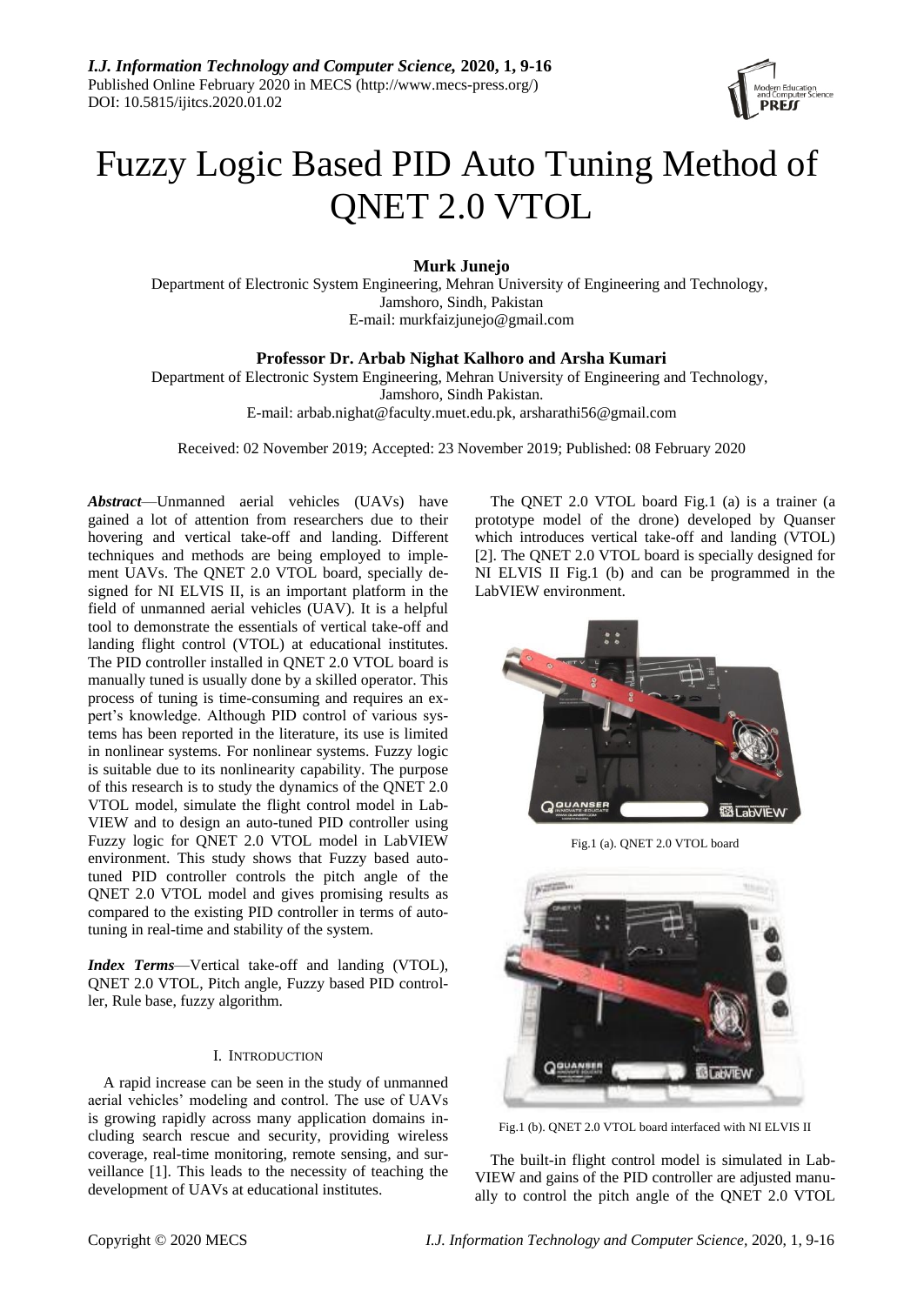# Fuzzy Logic Based PID Auto Tuning Method of QNET 2.0 VTOL

**Murk Junejo**

Department of Electronic System Engineering, Mehran University of Engineering and Technology, Jamshoro, Sindh, Pakistan

E-mail: murkfaizjunejo@gmail.com

**Professor Dr. Arbab Nighat Kalhoro and Arsha Kumari**

Department of Electronic System Engineering, Mehran University of Engineering and Technology, Jamshoro, Sindh Pakistan.

E-mail: arbab.nighat@faculty.muet.edu.pk, arsharathi56@gmail.com

Received: 02 November 2019; Accepted: 23 November 2019; Published: 08 February 2020

***Abstract***—Unmanned aerial vehicles (UAVs) have gained a lot of attention from researchers due to their hovering and vertical take-off and landing. Different techniques and methods are being employed to implement UAVs. The QNET 2.0 VTOL board, specially designed for NI ELVIS II, is an important platform in the field of unmanned aerial vehicles (UAV). It is a helpful tool to demonstrate the essentials of vertical take-off and landing flight control (VTOL) at educational institutes. The PID controller installed in QNET 2.0 VTOL board is manually tuned is usually done by a skilled operator. This process of tuning is time-consuming and requires an expert's knowledge. Although PID control of various systems has been reported in the literature, its use is limited in nonlinear systems. For nonlinear systems. Fuzzy logic is suitable due to its nonlinearity capability. The purpose of this research is to study the dynamics of the QNET 2.0 VTOL model, simulate the flight control model in LabVIEW and to design an auto-tuned PID controller using Fuzzy logic for QNET 2.0 VTOL model in LabVIEW environment. This study shows that Fuzzy based auto-tuned PID controller controls the pitch angle of the QNET 2.0 VTOL model and gives promising results as compared to the existing PID controller in terms of auto-tuning in real-time and stability of the system.

***Index Terms***—Vertical take-off and landing (VTOL), QNET 2.0 VTOL, Pitch angle, Fuzzy based PID controller, Rule base, fuzzy algorithm.

## I. Introduction

A rapid increase can be seen in the study of unmanned aerial vehicles' modeling and control. The use of UAVs is growing rapidly across many application domains including search rescue and security, providing wireless coverage, real-time monitoring, remote sensing, and surveillance [1]. This leads to the necessity of teaching the development of UAVs at educational institutes.

The QNET 2.0 VTOL board Fig.1 (a) is a trainer (a prototype model of the drone) developed by Quanser which introduces vertical take-off and landing (VTOL) [2]. The QNET 2.0 VTOL board is specially designed for NI ELVIS II Fig.1 (b) and can be programmed in the LabVIEW environment.

Fig.1 (a). QNET 2.0 VTOL board

Fig.1 (b). QNET 2.0 VTOL board interfaced with NI ELVIS II

The built-in flight control model is simulated in LabVIEW and gains of the PID controller are adjusted manually to control the pitch angle of the QNET 2.0 VTOL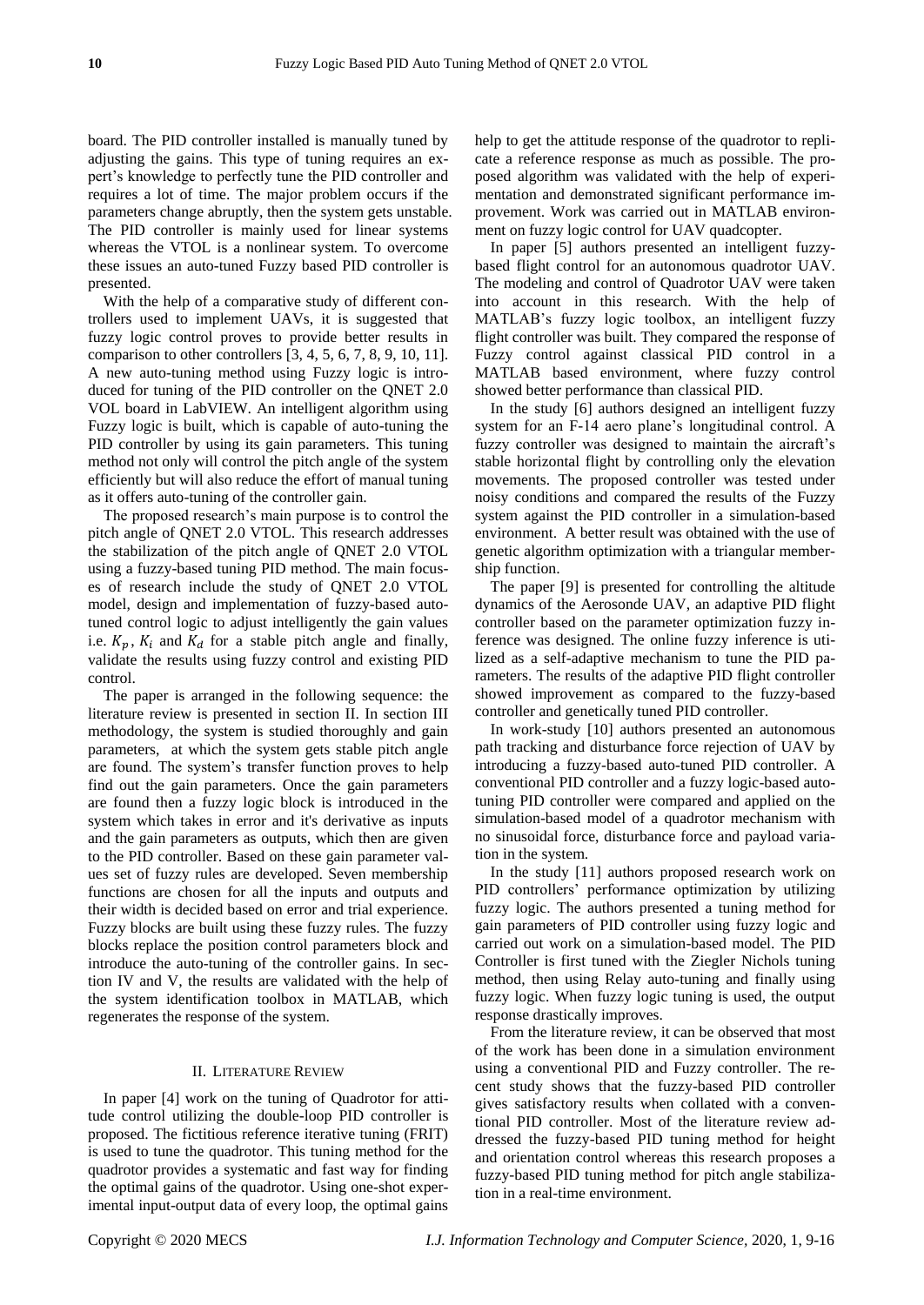board. The PID controller installed is manually tuned by adjusting the gains. This type of tuning requires an expert's knowledge to perfectly tune the PID controller and requires a lot of time. The major problem occurs if the parameters change abruptly, then the system gets unstable. The PID controller is mainly used for linear systems whereas the VTOL is a nonlinear system. To overcome these issues an auto-tuned Fuzzy based PID controller is presented.

With the help of a comparative study of different controllers used to implement UAVs, it is suggested that fuzzy logic control proves to provide better results in comparison to other controllers [3, 4, 5, 6, 7, 8, 9, 10, 11]. A new auto-tuning method using Fuzzy logic is introduced for tuning of the PID controller on the QNET 2.0 VOL board in LabVIEW. An intelligent algorithm using Fuzzy logic is built, which is capable of auto-tuning the PID controller by using its gain parameters. This tuning method not only will control the pitch angle of the system efficiently but will also reduce the effort of manual tuning as it offers auto-tuning of the controller gain.

The proposed research's main purpose is to control the pitch angle of QNET 2.0 VTOL. This research addresses the stabilization of the pitch angle of QNET 2.0 VTOL using a fuzzy-based tuning PID method. The main focuses of research include the study of QNET 2.0 VTOL model, design and implementation of fuzzy-based auto-tuned control logic to adjust intelligently the gain values i.e. $K_p$, $K_i$ and $K_d$ for a stable pitch angle and finally, validate the results using fuzzy control and existing PID control.

The paper is arranged in the following sequence: the literature review is presented in section II. In section III methodology, the system is studied thoroughly and gain parameters, at which the system gets stable pitch angle are found. The system's transfer function proves to help find out the gain parameters. Once the gain parameters are found then a fuzzy logic block is introduced in the system which takes in error and it's derivative as inputs and the gain parameters as outputs, which then are given to the PID controller. Based on these gain parameter values set of fuzzy rules are developed. Seven membership functions are chosen for all the inputs and outputs and their width is decided based on error and trial experience. Fuzzy blocks are built using these fuzzy rules. The fuzzy blocks replace the position control parameters block and introduce the auto-tuning of the controller gains. In section IV and V, the results are validated with the help of the system identification toolbox in MATLAB, which regenerates the response of the system.

## II. Literature Review

In paper [4] work on the tuning of Quadrotor for attitude control utilizing the double-loop PID controller is proposed. The fictitious reference iterative tuning (FRIT) is used to tune the quadrotor. This tuning method for the quadrotor provides a systematic and fast way for finding the optimal gains of the quadrotor. Using one-shot experimental input-output data of every loop, the optimal gains help to get the attitude response of the quadrotor to replicate a reference response as much as possible. The proposed algorithm was validated with the help of experimentation and demonstrated significant performance improvement. Work was carried out in MATLAB environment on fuzzy logic control for UAV quadcopter.

In paper [5] authors presented an intelligent fuzzy-based flight control for an autonomous quadrotor UAV. The modeling and control of Quadrotor UAV were taken into account in this research. With the help of MATLAB's fuzzy logic toolbox, an intelligent fuzzy flight controller was built. They compared the response of Fuzzy control against classical PID control in a MATLAB based environment, where fuzzy control showed better performance than classical PID.

In the study [6] authors designed an intelligent fuzzy system for an F-14 aero plane's longitudinal control. A fuzzy controller was designed to maintain the aircraft's stable horizontal flight by controlling only the elevation movements. The proposed controller was tested under noisy conditions and compared the results of the Fuzzy system against the PID controller in a simulation-based environment. A better result was obtained with the use of genetic algorithm optimization with a triangular membership function.

The paper [9] is presented for controlling the altitude dynamics of the Aerosonde UAV, an adaptive PID flight controller based on the parameter optimization fuzzy inference was designed. The online fuzzy inference is utilized as a self-adaptive mechanism to tune the PID parameters. The results of the adaptive PID flight controller showed improvement as compared to the fuzzy-based controller and genetically tuned PID controller.

In work-study [10] authors presented an autonomous path tracking and disturbance force rejection of UAV by introducing a fuzzy-based auto-tuned PID controller. A conventional PID controller and a fuzzy logic-based auto-tuning PID controller were compared and applied on the simulation-based model of a quadrotor mechanism with no sinusoidal force, disturbance force and payload variation in the system.

In the study [11] authors proposed research work on PID controllers' performance optimization by utilizing fuzzy logic. The authors presented a tuning method for gain parameters of PID controller using fuzzy logic and carried out work on a simulation-based model. The PID Controller is first tuned with the Ziegler Nichols tuning method, then using Relay auto-tuning and finally using fuzzy logic. When fuzzy logic tuning is used, the output response drastically improves.

From the literature review, it can be observed that most of the work has been done in a simulation environment using a conventional PID and Fuzzy controller. The recent study shows that the fuzzy-based PID controller gives satisfactory results when collated with a conventional PID controller. Most of the literature review addressed the fuzzy-based PID tuning method for height and orientation control whereas this research proposes a fuzzy-based PID tuning method for pitch angle stabilization in a real-time environment.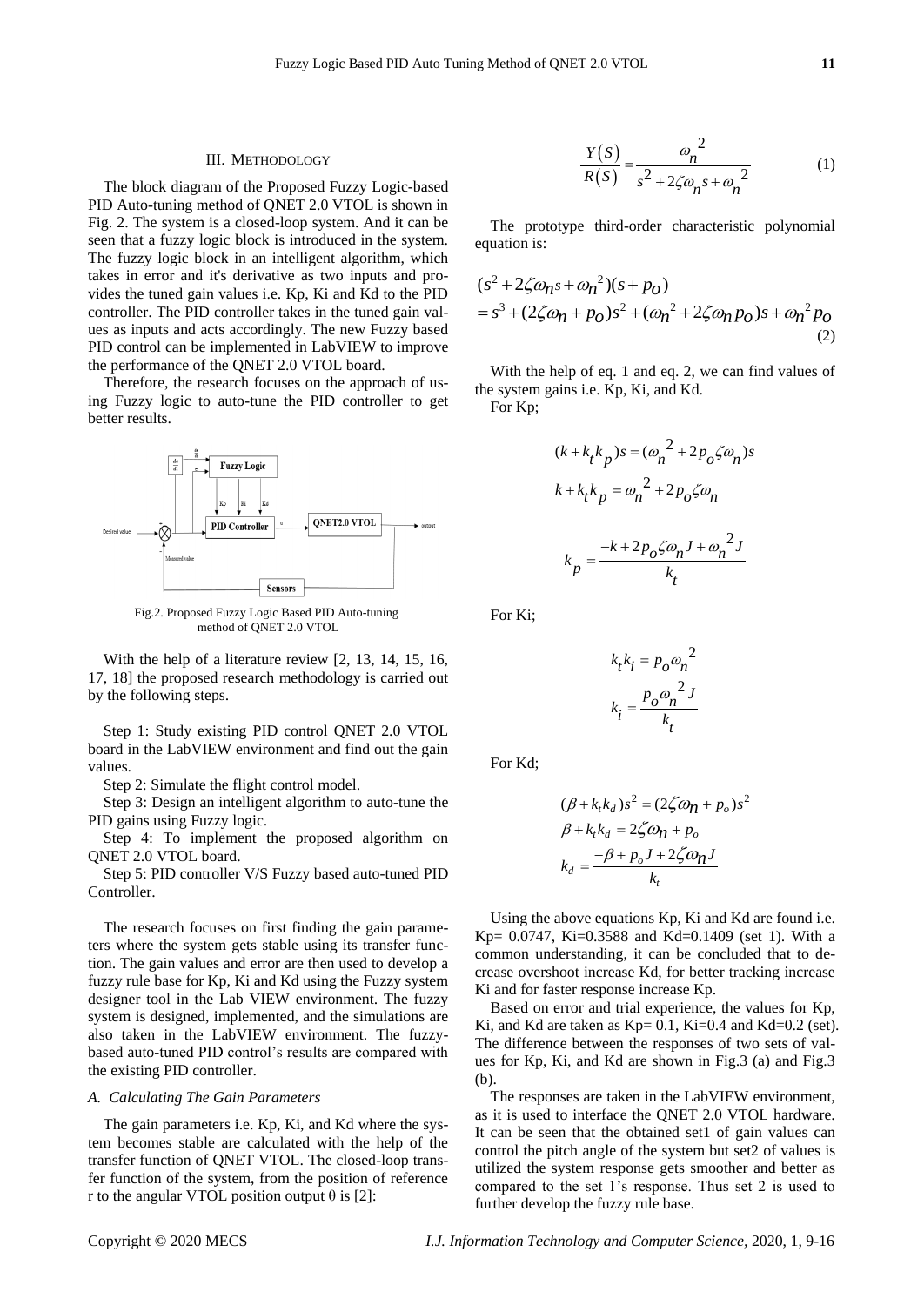## III. Methodology

The block diagram of the Proposed Fuzzy Logic-based PID Auto-tuning method of QNET 2.0 VTOL is shown in Fig. 2. The system is a closed-loop system. And it can be seen that a fuzzy logic block is introduced in the system. The fuzzy logic block in an intelligent algorithm, which takes in error and it's derivative as two inputs and provides the tuned gain values i.e. Kp, Ki and Kd to the PID controller. The PID controller takes in the tuned gain values as inputs and acts accordingly. The new Fuzzy based PID control can be implemented in LabVIEW to improve the performance of the QNET 2.0 VTOL board.

Therefore, the research focuses on the approach of using Fuzzy logic to auto-tune the PID controller to get better results.

Fig.2. Proposed Fuzzy Logic Based PID Auto-tuning method of QNET 2.0 VTOL

With the help of a literature review [2, 13, 14, 15, 16, 17, 18] the proposed research methodology is carried out by the following steps.

Step 1: Study existing PID control QNET 2.0 VTOL board in the LabVIEW environment and find out the gain values.

Step 2: Simulate the flight control model.

Step 3: Design an intelligent algorithm to auto-tune the PID gains using Fuzzy logic.

Step 4: To implement the proposed algorithm on QNET 2.0 VTOL board.

Step 5: PID controller V/S Fuzzy based auto-tuned PID Controller.

The research focuses on first finding the gain parameters where the system gets stable using its transfer function. The gain values and error are then used to develop a fuzzy rule base for Kp, Ki and Kd using the Fuzzy system designer tool in the Lab VIEW environment. The fuzzy system is designed, implemented, and the simulations are also taken in the LabVIEW environment. The fuzzy-based auto-tuned PID control's results are compared with the existing PID controller.

### A. Calculating The Gain Parameters

The gain parameters i.e. Kp, Ki, and Kd where the system becomes stable are calculated with the help of the transfer function of QNET VTOL. The closed-loop transfer function of the system, from the position of reference r to the angular VTOL position output $\theta$ is [2]:

$$\frac{Y(S)}{R(S)} = \frac{\omega_n^2}{s^2 + 2\zeta\omega_n s + \omega_n^2} \tag{1}$$

The prototype third-order characteristic polynomial equation is:

$$\begin{aligned}&(s^2 + 2\zeta\omega_n s + \omega_n^2)(s + p_o) \\ &= s^3 + (2\zeta\omega_n + p_o)s^2 + (\omega_n^2 + 2\zeta\omega_n p_o)s + \omega_n^2 p_o\end{aligned} \tag{2}$$

With the help of eq. 1 and eq. 2, we can find values of the system gains i.e. Kp, Ki, and Kd.

For Kp;

$$(k + k_t k_p)s = (\omega_n^2 + 2p_o\zeta\omega_n)s$$

$$k + k_t k_p = \omega_n^2 + 2p_o\zeta\omega_n$$

$$k_p = \frac{-k + 2p_o\zeta\omega_n J + \omega_n^2 J}{k_t}$$

For Ki;

$$k_t k_i = p_o\omega_n^2$$

$$k_i = \frac{p_o\omega_n^2 J}{k_t}$$

For Kd;

$$(\beta + k_t k_d)s^2 = (2\zeta\omega_n + p_o)s^2$$

$$\beta + k_t k_d = 2\zeta\omega_n + p_o$$

$$k_d = \frac{-\beta + p_o J + 2\zeta\omega_n J}{k_t}$$

Using the above equations Kp, Ki and Kd are found i.e. Kp= 0.0747, Ki=0.3588 and Kd=0.1409 (set 1). With a common understanding, it can be concluded that to decrease overshoot increase Kd, for better tracking increase Ki and for faster response increase Kp.

Based on error and trial experience, the values for Kp, Ki, and Kd are taken as Kp= 0.1, Ki=0.4 and Kd=0.2 (set). The difference between the responses of two sets of values for Kp, Ki, and Kd are shown in Fig.3 (a) and Fig.3 (b).

The responses are taken in the LabVIEW environment, as it is used to interface the QNET 2.0 VTOL hardware. It can be seen that the obtained set1 of gain values can control the pitch angle of the system but set2 of values is utilized the system response gets smoother and better as compared to the set 1's response. Thus set 2 is used to further develop the fuzzy rule base.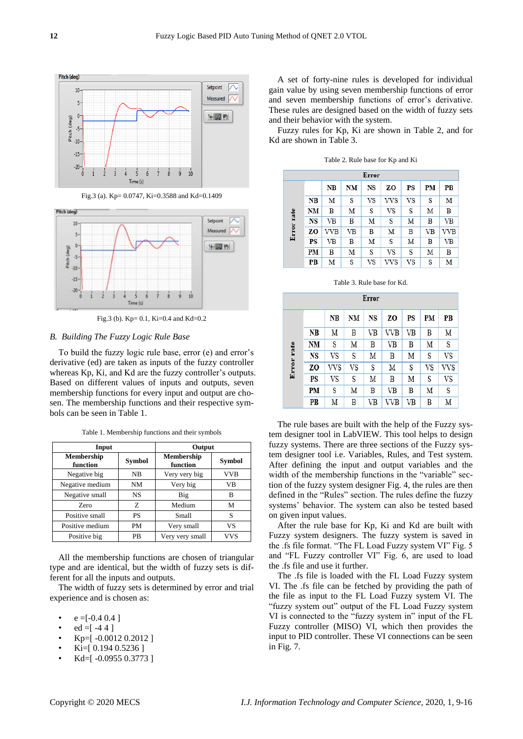Fig.3 (a). Kp= 0.0747, Ki=0.3588 and Kd=0.1409

Fig.3 (b). Kp= 0.1, Ki=0.4 and Kd=0.2

### B. Building The Fuzzy Logic Rule Base

To build the fuzzy logic rule base, error (e) and error's derivative (ed) are taken as inputs of the fuzzy controller whereas Kp, Ki, and Kd are the fuzzy controller's outputs. Based on different values of inputs and outputs, seven membership functions for every input and output are chosen. The membership functions and their respective symbols can be seen in Table 1.

Table 1. Membership functions and their symbols

| Input | | Output | |
|---|---|---|---|
| Membership function | Symbol | Membership function | Symbol |
| Negative big | NB | Very very big | VVB |
| Negative medium | NM | Very big | VB |
| Negative small | NS | Big | B |
| Zero | Z | Medium | M |
| Positive small | PS | Small | S |
| Positive medium | PM | Very small | VS |
| Positive big | PB | Very very small | VVS |

All the membership functions are chosen of triangular type and are identical, but the width of fuzzy sets is different for all the inputs and outputs.

The width of fuzzy sets is determined by error and trial experience and is chosen as:

- e =[-0.4 0.4 ]
- ed =[ -4 4 ]
- Kp=[ -0.0012 0.2012 ]
- Ki=[ 0.194 0.5236 ]
- Kd=[ -0.0955 0.3773 ]

A set of forty-nine rules is developed for individual gain value by using seven membership functions of error and seven membership functions of error's derivative. These rules are designed based on the width of fuzzy sets and their behavior with the system.

Fuzzy rules for Kp, Ki are shown in Table 2, and for Kd are shown in Table 3.

Table 2. Rule base for Kp and Ki

| | Error | | | | | | |
|---|---|---|---|---|---|---|---|
| Error rate | NB | NM | NS | ZO | PS | PM | PB |
| NB | M | S | VS | VVS | VS | S | M |
| NM | B | M | S | VS | S | M | B |
| NS | VB | B | M | S | M | B | VB |
| ZO | VVB | VB | B | M | B | VB | VVB |
| PS | VB | B | M | S | M | B | VB |
| PM | B | M | S | VS | S | M | B |
| PB | M | S | VS | VVS | VS | S | M |

Table 3. Rule base for Kd.

| | Error | | | | | | |
|---|---|---|---|---|---|---|---|
| Error rate | NB | NM | NS | ZO | PS | PM | PB |
| NB | M | B | VB | VVB | VB | B | M |
| NM | S | M | B | VB | B | M | S |
| NS | VS | S | M | B | M | S | VS |
| ZO | VVS | VS | S | M | S | VS | VVS |
| PS | VS | S | M | B | M | S | VS |
| PM | S | M | B | VB | B | M | S |
| PB | M | B | VB | VVB | VB | B | M |

The rule bases are built with the help of the Fuzzy system designer tool in LabVIEW. This tool helps to design fuzzy systems. There are three sections of the Fuzzy system designer tool i.e. Variables, Rules, and Test system. After defining the input and output variables and the width of the membership functions in the "variable" section of the fuzzy system designer Fig. 4, the rules are then defined in the "Rules" section. The rules define the fuzzy systems' behavior. The system can also be tested based on given input values.

After the rule base for Kp, Ki and Kd are built with Fuzzy system designers. The fuzzy system is saved in the .fs file format. "The FL Load Fuzzy system VI" Fig. 5 and "FL Fuzzy controller VI" Fig. 6, are used to load the .fs file and use it further.

The .fs file is loaded with the FL Load Fuzzy system VI. The .fs file can be fetched by providing the path of the file as input to the FL Load Fuzzy system VI. The "fuzzy system out" output of the FL Load Fuzzy system VI is connected to the "fuzzy system in" input of the FL Fuzzy controller (MISO) VI, which then provides the input to PID controller. These VI connections can be seen in Fig. 7.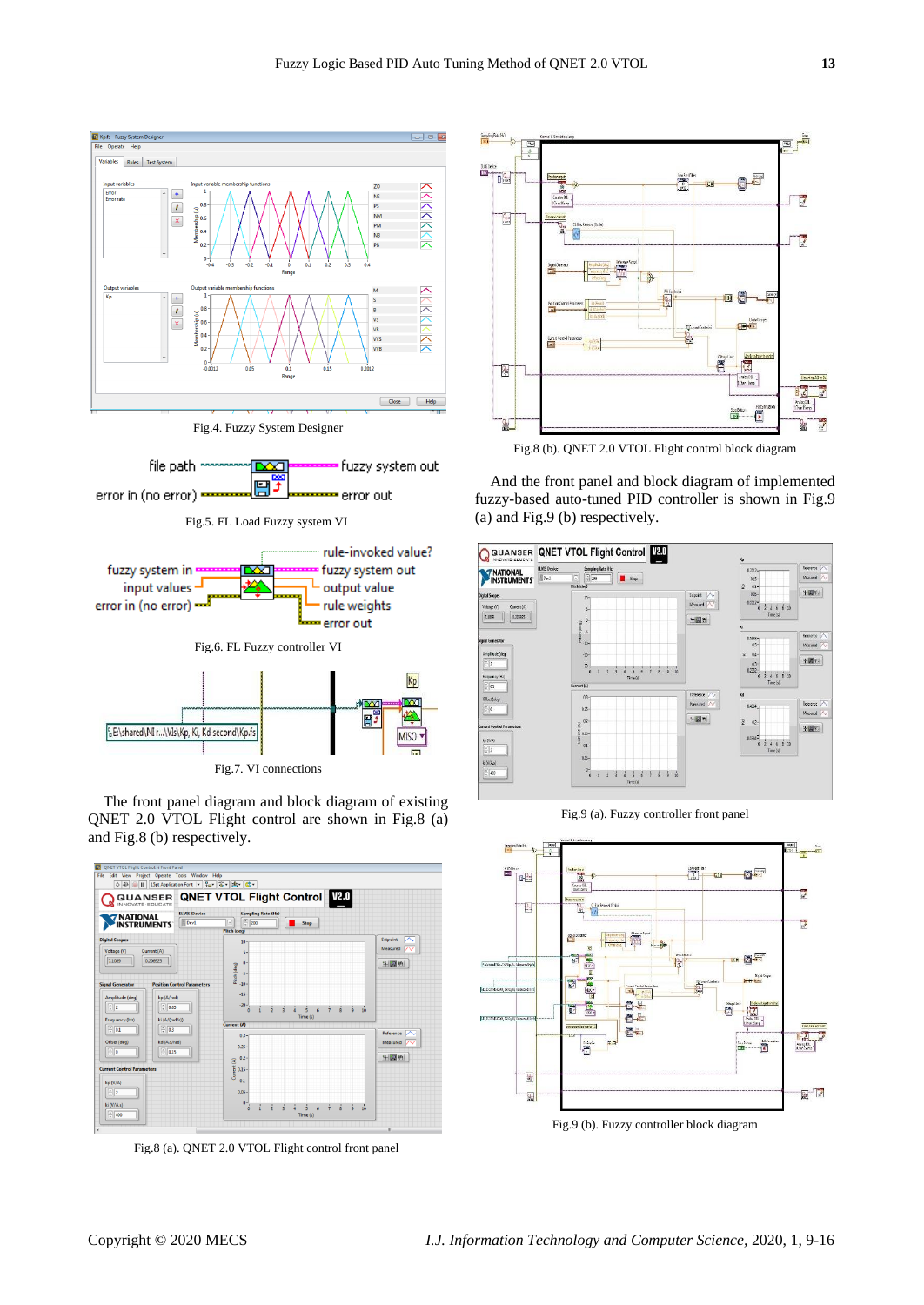Fig.4. Fuzzy System Designer

Fig.5. FL Load Fuzzy system VI

Fig.6. FL Fuzzy controller VI

Fig.7. VI connections

The front panel diagram and block diagram of existing QNET 2.0 VTOL Flight control are shown in Fig.8 (a) and Fig.8 (b) respectively.

Fig.8 (a). QNET 2.0 VTOL Flight control front panel

Fig.8 (b). QNET 2.0 VTOL Flight control block diagram

And the front panel and block diagram of implemented fuzzy-based auto-tuned PID controller is shown in Fig.9 (a) and Fig.9 (b) respectively.

Fig.9 (a). Fuzzy controller front panel

Fig.9 (b). Fuzzy controller block diagram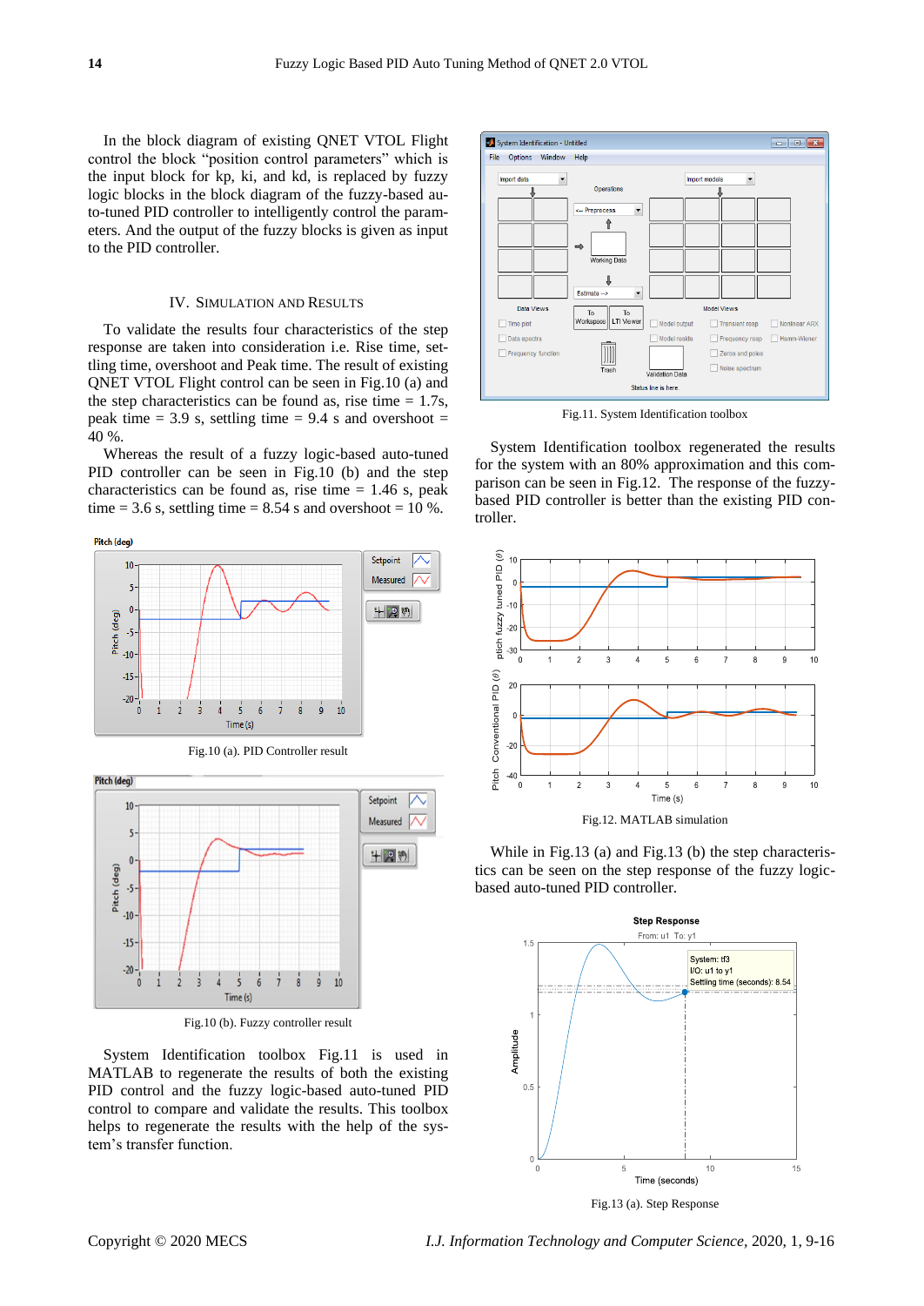In the block diagram of existing QNET VTOL Flight control the block "position control parameters" which is the input block for kp, ki, and kd, is replaced by fuzzy logic blocks in the block diagram of the fuzzy-based auto-tuned PID controller to intelligently control the parameters. And the output of the fuzzy blocks is given as input to the PID controller.

## IV. Simulation and Results

To validate the results four characteristics of the step response are taken into consideration i.e. Rise time, settling time, overshoot and Peak time. The result of existing QNET VTOL Flight control can be seen in Fig.10 (a) and the step characteristics can be found as, rise time = 1.7s, peak time = 3.9 s, settling time = 9.4 s and overshoot = 40 %.

Whereas the result of a fuzzy logic-based auto-tuned PID controller can be seen in Fig.10 (b) and the step characteristics can be found as, rise time = 1.46 s, peak time = 3.6 s, settling time = 8.54 s and overshoot = 10 %.

Fig.10 (a). PID Controller result

Fig.10 (b). Fuzzy controller result

System Identification toolbox Fig.11 is used in MATLAB to regenerate the results of both the existing PID control and the fuzzy logic-based auto-tuned PID control to compare and validate the results. This toolbox helps to regenerate the results with the help of the system's transfer function.

Fig.11. System Identification toolbox

System Identification toolbox regenerated the results for the system with an 80% approximation and this comparison can be seen in Fig.12. The response of the fuzzy-based PID controller is better than the existing PID controller.

Fig.12. MATLAB simulation

While in Fig.13 (a) and Fig.13 (b) the step characteristics can be seen on the step response of the fuzzy logic-based auto-tuned PID controller.

Fig.13 (a). Step Response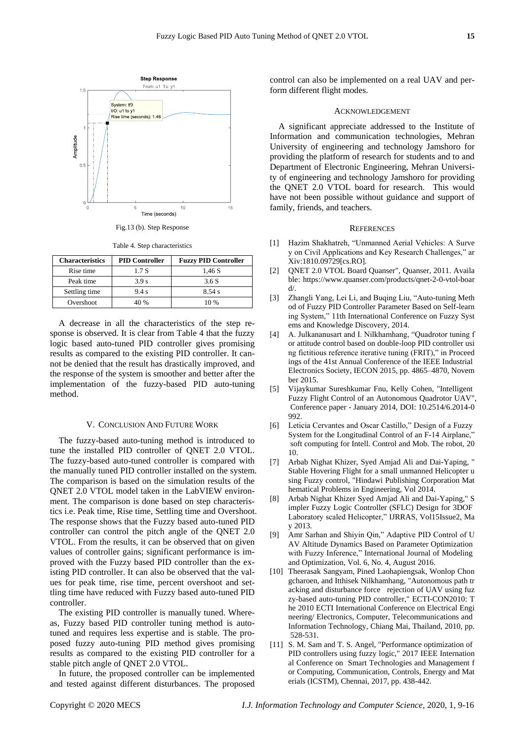Fig.13 (b). Step Response

Table 4. Step characteristics

| Characteristics | PID Controller | Fuzzy PID Controller |
|---|---|---|
| Rise time | 1.7 S | 1,46 S |
| Peak time | 3.9 s | 3.6 S |
| Settling time | 9.4 s | 8.54 s |
| Overshoot | 40 % | 10 % |

A decrease in all the characteristics of the step response is observed. It is clear from Table 4 that the fuzzy logic based auto-tuned PID controller gives promising results as compared to the existing PID controller. It cannot be denied that the result has drastically improved, and the response of the system is smoother and better after the implementation of the fuzzy-based PID auto-tuning method.

## V. Conclusion And Future Work

The fuzzy-based auto-tuning method is introduced to tune the installed PID controller of QNET 2.0 VTOL. The fuzzy-based auto-tuned controller is compared with the manually tuned PID controller installed on the system. The comparison is based on the simulation results of the QNET 2.0 VTOL model taken in the LabVIEW environment. The comparison is done based on step characteristics i.e. Peak time, Rise time, Settling time and Overshoot. The response shows that the Fuzzy based auto-tuned PID controller can control the pitch angle of the QNET 2.0 VTOL. From the results, it can be observed that on given values of controller gains; significant performance is improved with the Fuzzy based PID controller than the existing PID controller. It can also be observed that the values for peak time, rise time, percent overshoot and settling time have reduced with Fuzzy based auto-tuned PID controller.

The existing PID controller is manually tuned. Whereas, Fuzzy based PID controller tuning method is auto-tuned and requires less expertise and is stable. The proposed fuzzy auto-tuning PID method gives promising results as compared to the existing PID controller for a stable pitch angle of QNET 2.0 VTOL.

In future, the proposed controller can be implemented and tested against different disturbances. The proposed control can also be implemented on a real UAV and perform different flight modes.

## Acknowledgement

A significant appreciate addressed to the Institute of Information and communication technologies, Mehran University of engineering and technology Jamshoro for providing the platform of research for students and to and Department of Electronic Engineering, Mehran University of engineering and technology Jamshoro for providing the QNET 2.0 VTOL board for research. This would have not been possible without guidance and support of family, friends, and teachers.

## References

[1] Hazim Shakhatreh, "Unmanned Aerial Vehicles: A Survey on Civil Applications and Key Research Challenges," arXiv:1810.09729[cs.RO].

[2] QNET 2.0 VTOL Board Quanser", Quanser, 2011. Available: https://www.quanser.com/products/qnet-2-0-vtol-board/.

[3] Zhangli Yang, Lei Li, and Buqing Liu, "Auto-tuning Method of Fuzzy PID Controller Parameter Based on Self-learning System," 11th International Conference on Fuzzy Systems and Knowledge Discovery, 2014.

[4] A. Julkananusart and I. Nilkhamhang, "Quadrotor tuning for attitude control based on double-loop PID controller using fictitious reference iterative tuning (FRIT)," in Proceedings of the 41st Annual Conference of the IEEE Industrial Electronics Society, IECON 2015, pp. 4865–4870, November 2015.

[5] Vijaykumar Sureshkumar Fnu, Kelly Cohen, "Intelligent Fuzzy Flight Control of an Autonomous Quadrotor UAV", Conference paper - January 2014, DOI: 10.2514/6.2014-0992.

[6] Leticia Cervantes and Oscar Castillo," Design of a Fuzzy System for the Longitudinal Control of an F-14 Airplane," soft computing for Intell. Control and Mob. The robot, 2010.

[7] Arbab Nighat Khizer, Syed Amjad Ali and Dai-Yaping, " Stable Hovering Flight for a small unmanned Helicopter using Fuzzy control, "Hindawi Publishing Corporation Mathematical Problems in Engineering, Vol 2014.

[8] Arbab Nighat Khizer Syed Amjad Ali and Dai-Yaping," Simpler Fuzzy Logic Controller (SFLC) Design for 3DOF Laboratory scaled Helicopter," IJRRAS, Vol15Issue2, May 2013.

[9] Amr Sarhan and Shiyin Qin," Adaptive PID Control of UAV Altitude Dynamics Based on Parameter Optimization with Fuzzy Inference," International Journal of Modeling and Optimization, Vol. 6, No. 4, August 2016.

[10] Theerasak Sangyam, Pined Laohapiengsak, Wonlop Chongcharoen, and Itthisek Nilkhamhang, "Autonomous path tracking and disturbance force rejection of UAV using fuzzy-based auto-tuning PID controller," ECTI-CON2010: The 2010 ECTI International Conference on Electrical Engineering/ Electronics, Computer, Telecommunications and Information Technology, Chiang Mai, Thailand, 2010, pp. 528-531.

[11] S. M. Sam and T. S. Angel, "Performance optimization of PID controllers using fuzzy logic," 2017 IEEE International Conference on Smart Technologies and Management for Computing, Communication, Controls, Energy and Materials (ICSTM), Chennai, 2017, pp. 438-442.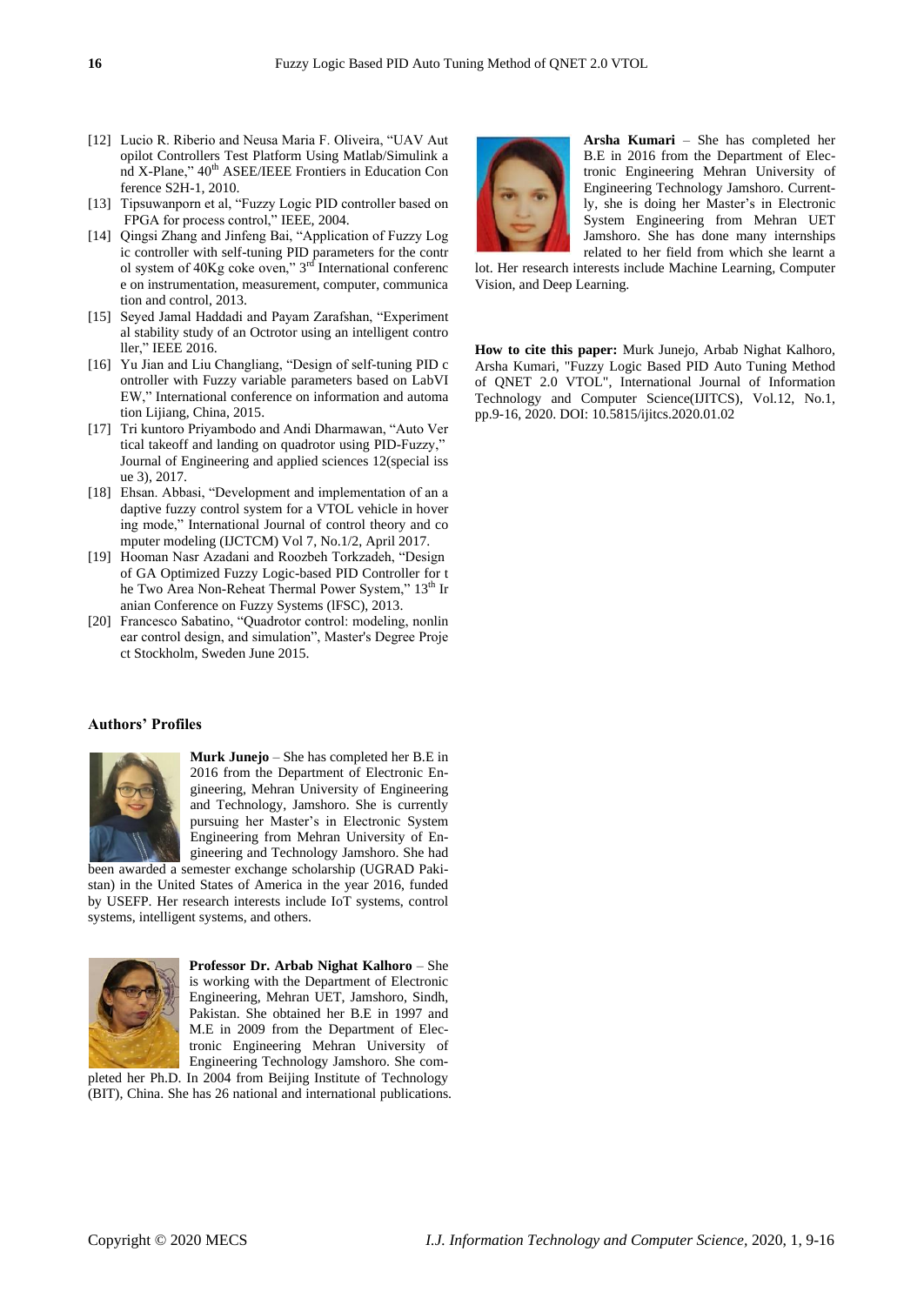[12] Lucio R. Riberio and Neusa Maria F. Oliveira, "UAV Autopilot Controllers Test Platform Using Matlab/Simulink and X-Plane," 40th ASEE/IEEE Frontiers in Education Conference S2H-1, 2010.

[13] Tipsuwanporn et al, "Fuzzy Logic PID controller based on FPGA for process control," IEEE, 2004.

[14] Qingsi Zhang and Jinfeng Bai, "Application of Fuzzy Logic controller with self-tuning PID parameters for the control system of 40Kg coke oven," 3rd International conference on instrumentation, measurement, computer, communication and control, 2013.

[15] Seyed Jamal Haddadi and Payam Zarafshan, "Experimental stability study of an Octrotor using an intelligent controller," IEEE 2016.

[16] Yu Jian and Liu Changliang, "Design of self-tuning PID controller with Fuzzy variable parameters based on LabVIEW," International conference on information and automation Lijiang, China, 2015.

[17] Tri kuntoro Priyambodo and Andi Dharmawan, "Auto Vertical takeoff and landing on quadrotor using PID-Fuzzy," Journal of Engineering and applied sciences 12(special issue 3), 2017.

[18] Ehsan. Abbasi, "Development and implementation of an adaptive fuzzy control system for a VTOL vehicle in hovering mode," International Journal of control theory and computer modeling (IJCTCM) Vol 7, No.1/2, April 2017.

[19] Hooman Nasr Azadani and Roozbeh Torkzadeh, "Design of GA Optimized Fuzzy Logic-based PID Controller for the Two Area Non-Reheat Thermal Power System," 13th Iranian Conference on Fuzzy Systems (IFSC), 2013.

[20] Francesco Sabatino, "Quadrotor control: modeling, nonlinear control design, and simulation", Master's Degree Project Stockholm, Sweden June 2015.

## Authors' Profiles

**Murk Junejo** – She has completed her B.E in 2016 from the Department of Electronic Engineering, Mehran University of Engineering and Technology, Jamshoro. She is currently pursuing her Master's in Electronic System Engineering from Mehran University of Engineering and Technology Jamshoro. She had been awarded a semester exchange scholarship (UGRAD Pakistan) in the United States of America in the year 2016, funded by USEFP. Her research interests include IoT systems, control systems, intelligent systems, and others.

**Professor Dr. Arbab Nighat Kalhoro** – She is working with the Department of Electronic Engineering, Mehran UET, Jamshoro, Sindh, Pakistan. She obtained her B.E in 1997 and M.E in 2009 from the Department of Electronic Engineering Mehran University of Engineering Technology Jamshoro. She completed her Ph.D. In 2004 from Beijing Institute of Technology (BIT), China. She has 26 national and international publications.

**Arsha Kumari** – She has completed her B.E in 2016 from the Department of Electronic Engineering Mehran University of Engineering Technology Jamshoro. Currently, she is doing her Master's in Electronic System Engineering from Mehran UET Jamshoro. She has done many internships related to her field from which she learnt a lot. Her research interests include Machine Learning, Computer Vision, and Deep Learning.

**How to cite this paper:** Murk Junejo, Arbab Nighat Kalhoro, Arsha Kumari, "Fuzzy Logic Based PID Auto Tuning Method of QNET 2.0 VTOL", International Journal of Information Technology and Computer Science(IJITCS), Vol.12, No.1, pp.9-16, 2020. DOI: 10.5815/ijitcs.2020.01.02